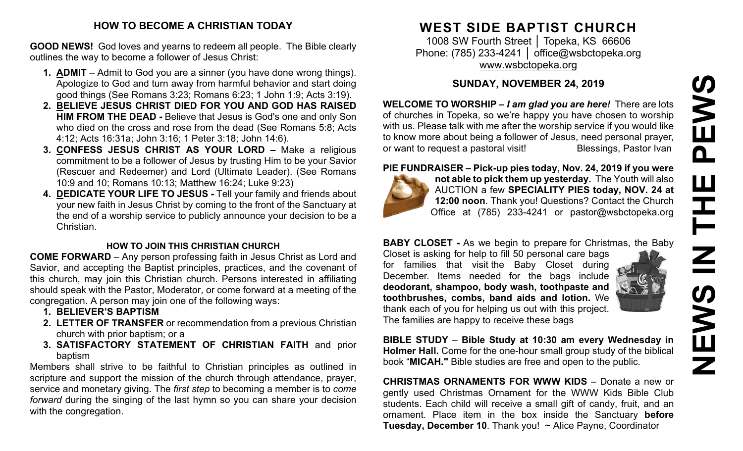## HOW TO BECOME A CHRISTIAN TODAY

**GOOD NEWS!** God loves and yearns to redeem all people. The Bible clearly outlines the way to become a follower of Jesus Christ:

1. **ADMIT** – Admit to God you are a sinner (you have done wrong things). Apologize to God and turn away from harmful behavior and start doing good things (See Romans 3:23; Romans 6:23; 1 John 1:9; Acts 3:19).
2. **BELIEVE JESUS CHRIST DIED FOR YOU AND GOD HAS RAISED HIM FROM THE DEAD -** Believe that Jesus is God's one and only Son who died on the cross and rose from the dead (See Romans 5:8; Acts 4:12; Acts 16:31a; John 3:16; 1 Peter 3:18; John 14:6).
3. **CONFESS JESUS CHRIST AS YOUR LORD –** Make a religious commitment to be a follower of Jesus by trusting Him to be your Savior (Rescuer and Redeemer) and Lord (Ultimate Leader). (See Romans 10:9 and 10; Romans 10:13; Matthew 16:24; Luke 9:23)
4. **DEDICATE YOUR LIFE TO JESUS -** Tell your family and friends about your new faith in Jesus Christ by coming to the front of the Sanctuary at the end of a worship service to publicly announce your decision to be a Christian.

### HOW TO JOIN THIS CHRISTIAN CHURCH

**COME FORWARD** – Any person professing faith in Jesus Christ as Lord and Savior, and accepting the Baptist principles, practices, and the covenant of this church, may join this Christian church. Persons interested in affiliating should speak with the Pastor, Moderator, or come forward at a meeting of the congregation. A person may join one of the following ways:

1. **BELIEVER'S BAPTISM**
2. **LETTER OF TRANSFER** or recommendation from a previous Christian church with prior baptism; or a
3. **SATISFACTORY STATEMENT OF CHRISTIAN FAITH** and prior baptism

Members shall strive to be faithful to Christian principles as outlined in scripture and support the mission of the church through attendance, prayer, service and monetary giving. The *first step* to becoming a member is to *come forward* during the singing of the last hymn so you can share your decision with the congregation.

# WEST SIDE BAPTIST CHURCH

1008 SW Fourth Street │ Topeka, KS 66606
Phone: (785) 233-4241 │ office@wsbctopeka.org
www.wsbctopeka.org

## SUNDAY, NOVEMBER 24, 2019

**WELCOME TO WORSHIP –** ***I am glad you are here!*** There are lots of churches in Topeka, so we're happy you have chosen to worship with us. Please talk with me after the worship service if you would like to know more about being a follower of Jesus, need personal prayer, or want to request a pastoral visit! Blessings, Pastor Ivan

**PIE FUNDRAISER – Pick-up pies today, Nov. 24, 2019 if you were not able to pick them up yesterday.** The Youth will also AUCTION a few **SPECIALITY PIES today, NOV. 24 at 12:00 noon**. Thank you! Questions? Contact the Church Office at (785) 233-4241 or pastor@wsbctopeka.org

**BABY CLOSET -** As we begin to prepare for Christmas, the Baby Closet is asking for help to fill 50 personal care bags for families that visit the Baby Closet during December. Items needed for the bags include **deodorant, shampoo, body wash, toothpaste and toothbrushes, combs, band aids and lotion.** We thank each of you for helping us out with this project. The families are happy to receive these bags

**BIBLE STUDY** – **Bible Study at 10:30 am every Wednesday in Holmer Hall.** Come for the one-hour small group study of the biblical book "**MICAH."** Bible studies are free and open to the public.

**CHRISTMAS ORNAMENTS FOR WWW KIDS** – Donate a new or gently used Christmas Ornament for the WWW Kids Bible Club students. Each child will receive a small gift of candy, fruit, and an ornament. Place item in the box inside the Sanctuary **before Tuesday, December 10**. Thank you! ~ Alice Payne, Coordinator

# NEWS IN THE PEWS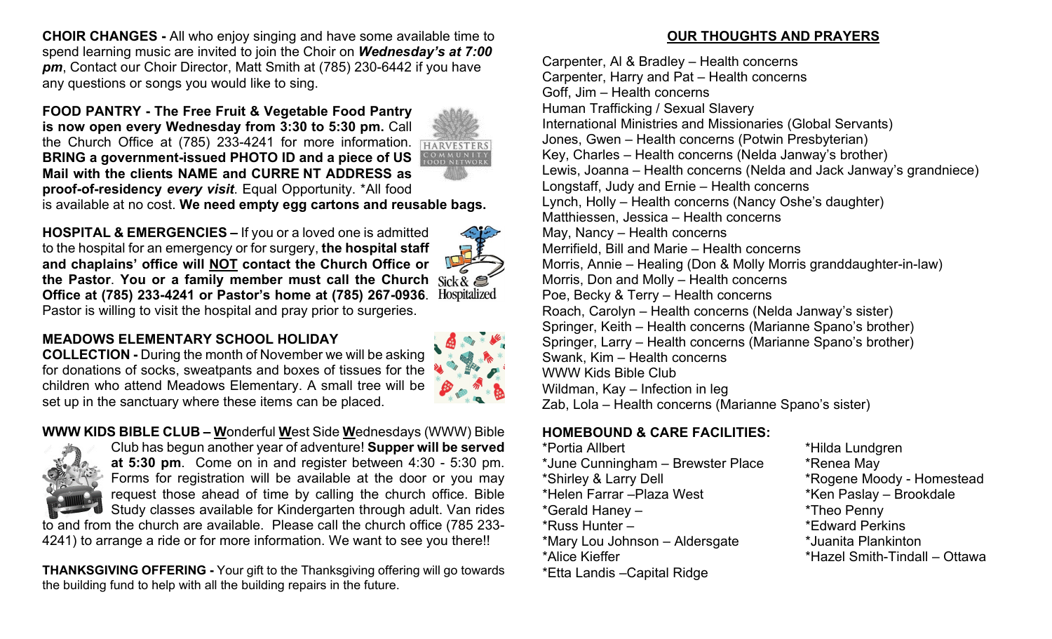**CHOIR CHANGES -** All who enjoy singing and have some available time to spend learning music are invited to join the Choir on ***Wednesday's at 7:00 pm***, Contact our Choir Director, Matt Smith at (785) 230-6442 if you have any questions or songs you would like to sing.

**FOOD PANTRY - The Free Fruit & Vegetable Food Pantry is now open every Wednesday from 3:30 to 5:30 pm.** Call the Church Office at (785) 233-4241 for more information. **BRING a government-issued PHOTO ID and a piece of US Mail with the clients NAME and CURRE NT ADDRESS as proof-of-residency *every visit*.** Equal Opportunity. *All food is available at no cost. **We need empty egg cartons and reusable bags.**

**HOSPITAL & EMERGENCIES –** If you or a loved one is admitted to the hospital for an emergency or for surgery, **the hospital staff and chaplains' office will NOT contact the Church Office or the Pastor**. **You or a family member must call the Church Office at (785) 233-4241 or Pastor's home at (785) 267-0936**. Pastor is willing to visit the hospital and pray prior to surgeries.

**MEADOWS ELEMENTARY SCHOOL HOLIDAY COLLECTION -** During the month of November we will be asking for donations of socks, sweatpants and boxes of tissues for the children who attend Meadows Elementary. A small tree will be set up in the sanctuary where these items can be placed.

**WWW KIDS BIBLE CLUB – Wonderful West Side Wednesdays (WWW)** Bible Club has begun another year of adventure! **Supper will be served at 5:30 pm**. Come on in and register between 4:30 - 5:30 pm. Forms for registration will be available at the door or you may request those ahead of time by calling the church office. Bible Study classes available for Kindergarten through adult. Van rides to and from the church are available. Please call the church office (785 233-4241) to arrange a ride or for more information. We want to see you there!!

**THANKSGIVING OFFERING -** Your gift to the Thanksgiving offering will go towards the building fund to help with all the building repairs in the future.

## OUR THOUGHTS AND PRAYERS

Carpenter, Al & Bradley – Health concerns
Carpenter, Harry and Pat – Health concerns
Goff, Jim – Health concerns
Human Trafficking / Sexual Slavery
International Ministries and Missionaries (Global Servants)
Jones, Gwen – Health concerns (Potwin Presbyterian)
Key, Charles – Health concerns (Nelda Janway's brother)
Lewis, Joanna – Health concerns (Nelda and Jack Janway's grandniece)
Longstaff, Judy and Ernie – Health concerns
Lynch, Holly – Health concerns (Nancy Oshe's daughter)
Matthiessen, Jessica – Health concerns
May, Nancy – Health concerns
Merrifield, Bill and Marie – Health concerns
Morris, Annie – Healing (Don & Molly Morris granddaughter-in-law)
Morris, Don and Molly – Health concerns
Poe, Becky & Terry – Health concerns
Roach, Carolyn – Health concerns (Nelda Janway's sister)
Springer, Keith – Health concerns (Marianne Spano's brother)
Springer, Larry – Health concerns (Marianne Spano's brother)
Swank, Kim – Health concerns
WWW Kids Bible Club
Wildman, Kay – Infection in leg
Zab, Lola – Health concerns (Marianne Spano's sister)

### HOMEBOUND & CARE FACILITIES:

*Portia Allbert
*June Cunningham – Brewster Place
*Shirley & Larry Dell
*Helen Farrar –Plaza West
*Gerald Haney –
*Russ Hunter –
*Mary Lou Johnson – Aldersgate
*Alice Kieffer
*Etta Landis –Capital Ridge
*Hilda Lundgren
*Renea May
*Rogene Moody - Homestead
*Ken Paslay – Brookdale
*Theo Penny
*Edward Perkins
*Juanita Plankinton
*Hazel Smith-Tindall – Ottawa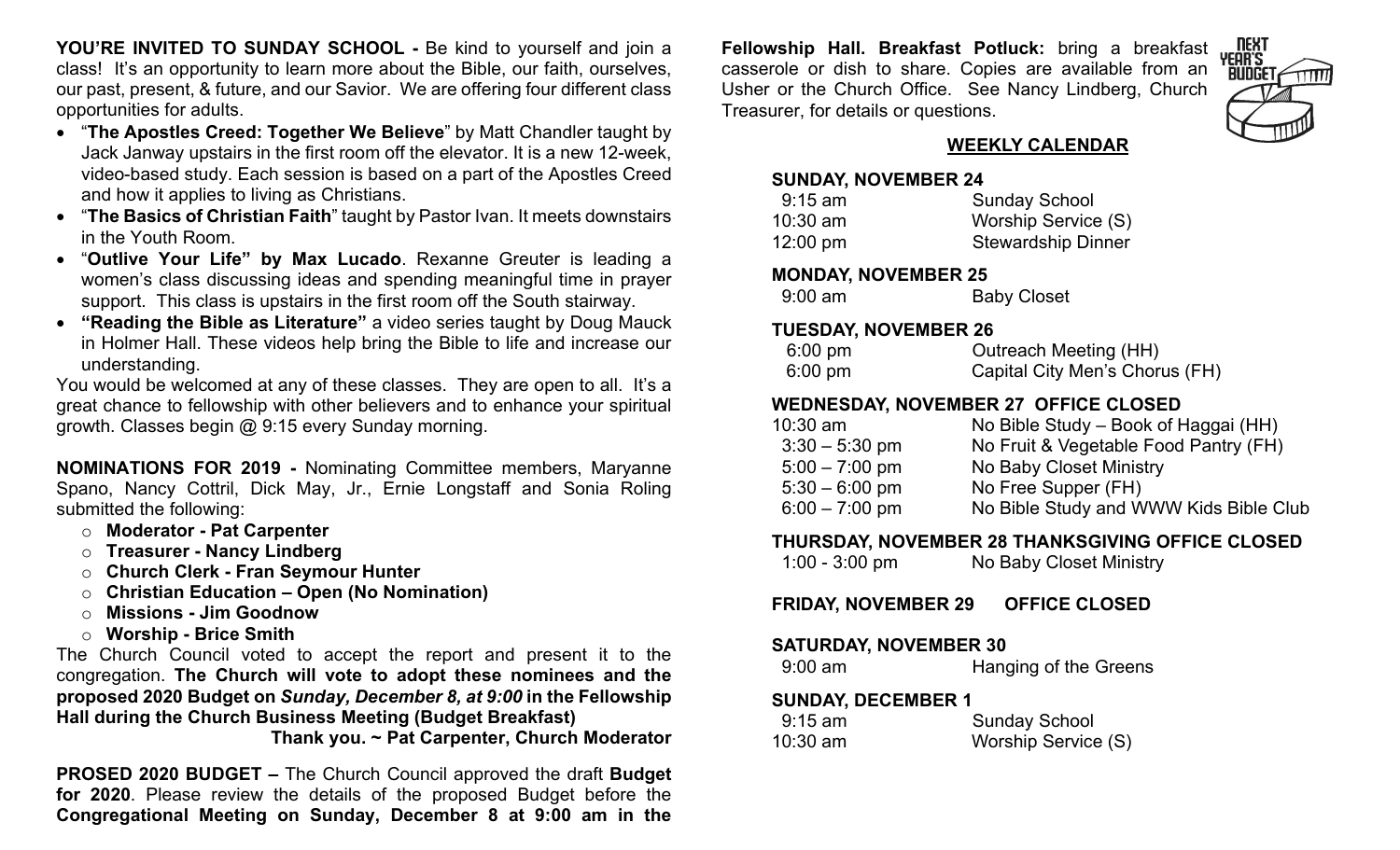**YOU'RE INVITED TO SUNDAY SCHOOL -** Be kind to yourself and join a class! It's an opportunity to learn more about the Bible, our faith, ourselves, our past, present, & future, and our Savior. We are offering four different class opportunities for adults.

- "**The Apostles Creed: Together We Believe**" by Matt Chandler taught by Jack Janway upstairs in the first room off the elevator. It is a new 12-week, video-based study. Each session is based on a part of the Apostles Creed and how it applies to living as Christians.
- "**The Basics of Christian Faith**" taught by Pastor Ivan. It meets downstairs in the Youth Room.
- "**Outlive Your Life" by Max Lucado**. Rexanne Greuter is leading a women's class discussing ideas and spending meaningful time in prayer support. This class is upstairs in the first room off the South stairway.
- **"Reading the Bible as Literature"** a video series taught by Doug Mauck in Holmer Hall. These videos help bring the Bible to life and increase our understanding.

You would be welcomed at any of these classes. They are open to all. It's a great chance to fellowship with other believers and to enhance your spiritual growth. Classes begin @ 9:15 every Sunday morning.

**NOMINATIONS FOR 2019 -** Nominating Committee members, Maryanne Spano, Nancy Cottril, Dick May, Jr., Ernie Longstaff and Sonia Roling submitted the following:

- **Moderator - Pat Carpenter**
- **Treasurer - Nancy Lindberg**
- **Church Clerk - Fran Seymour Hunter**
- **Christian Education – Open (No Nomination)**
- **Missions - Jim Goodnow**
- **Worship - Brice Smith**

The Church Council voted to accept the report and present it to the congregation. **The Church will vote to adopt these nominees and the proposed 2020 Budget on *Sunday, December 8, at 9:00* in the Fellowship Hall during the Church Business Meeting (Budget Breakfast)**

**Thank you. ~ Pat Carpenter, Church Moderator**

**PROSED 2020 BUDGET –** The Church Council approved the draft **Budget for 2020**. Please review the details of the proposed Budget before the **Congregational Meeting on Sunday, December 8 at 9:00 am in the Fellowship Hall. Breakfast Potluck:** bring a breakfast casserole or dish to share. Copies are available from an Usher or the Church Office. See Nancy Lindberg, Church Treasurer, for details or questions.

## WEEKLY CALENDAR

**SUNDAY, NOVEMBER 24**

| | |
|---|---|
| 9:15 am | Sunday School |
| 10:30 am | Worship Service (S) |
| 12:00 pm | Stewardship Dinner |

**MONDAY, NOVEMBER 25**

| | |
|---|---|
| 9:00 am | Baby Closet |

**TUESDAY, NOVEMBER 26**

| | |
|---|---|
| 6:00 pm | Outreach Meeting (HH) |
| 6:00 pm | Capital City Men's Chorus (FH) |

**WEDNESDAY, NOVEMBER 27 OFFICE CLOSED**

| | |
|---|---|
| 10:30 am | No Bible Study – Book of Haggai (HH) |
| 3:30 – 5:30 pm | No Fruit & Vegetable Food Pantry (FH) |
| 5:00 – 7:00 pm | No Baby Closet Ministry |
| 5:30 – 6:00 pm | No Free Supper (FH) |
| 6:00 – 7:00 pm | No Bible Study and WWW Kids Bible Club |

**THURSDAY, NOVEMBER 28 THANKSGIVING OFFICE CLOSED**

| | |
|---|---|
| 1:00 - 3:00 pm | No Baby Closet Ministry |

**FRIDAY, NOVEMBER 29 OFFICE CLOSED**

**SATURDAY, NOVEMBER 30**

| | |
|---|---|
| 9:00 am | Hanging of the Greens |

**SUNDAY, DECEMBER 1**

| | |
|---|---|
| 9:15 am | Sunday School |
| 10:30 am | Worship Service (S) |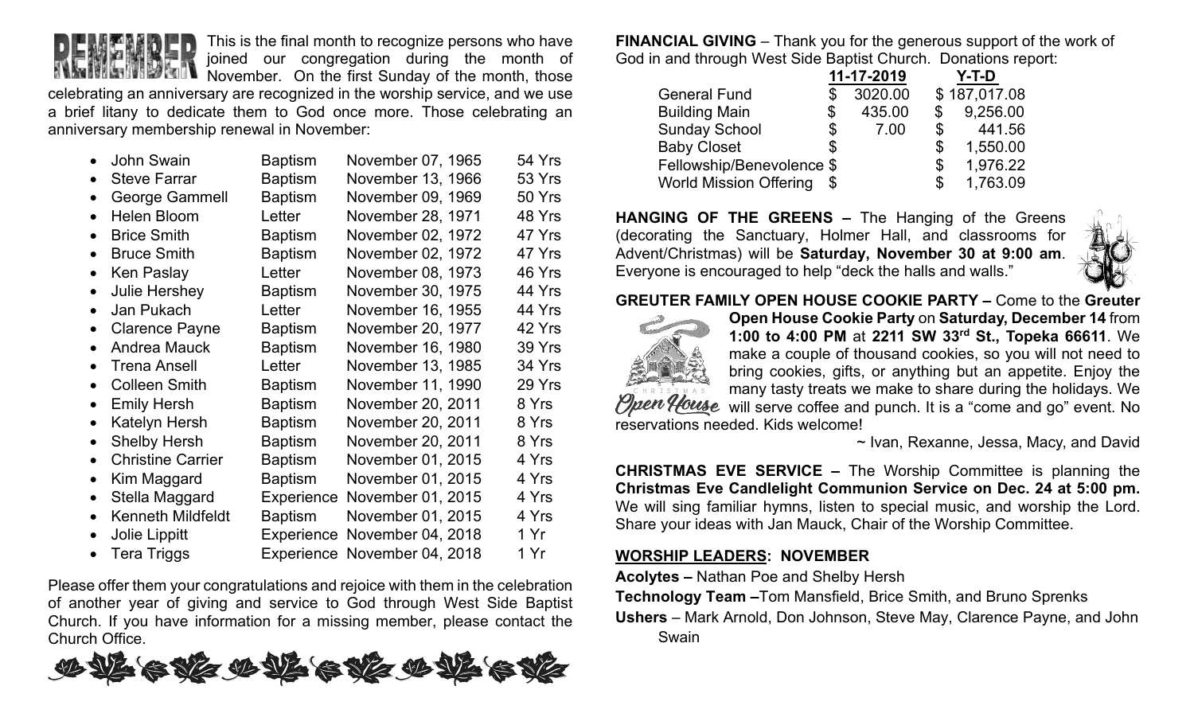**REMEMBER** This is the final month to recognize persons who have joined our congregation during the month of November. On the first Sunday of the month, those celebrating an anniversary are recognized in the worship service, and we use a brief litany to dedicate them to God once more. Those celebrating an anniversary membership renewal in November:

| Name | Type | Date | Years |
|---|---|---|---|
| John Swain | Baptism | November 07, 1965 | 54 Yrs |
| Steve Farrar | Baptism | November 13, 1966 | 53 Yrs |
| George Gammell | Baptism | November 09, 1969 | 50 Yrs |
| Helen Bloom | Letter | November 28, 1971 | 48 Yrs |
| Brice Smith | Baptism | November 02, 1972 | 47 Yrs |
| Bruce Smith | Baptism | November 02, 1972 | 47 Yrs |
| Ken Paslay | Letter | November 08, 1973 | 46 Yrs |
| Julie Hershey | Baptism | November 30, 1975 | 44 Yrs |
| Jan Pukach | Letter | November 16, 1955 | 44 Yrs |
| Clarence Payne | Baptism | November 20, 1977 | 42 Yrs |
| Andrea Mauck | Baptism | November 16, 1980 | 39 Yrs |
| Trena Ansell | Letter | November 13, 1985 | 34 Yrs |
| Colleen Smith | Baptism | November 11, 1990 | 29 Yrs |
| Emily Hersh | Baptism | November 20, 2011 | 8 Yrs |
| Katelyn Hersh | Baptism | November 20, 2011 | 8 Yrs |
| Shelby Hersh | Baptism | November 20, 2011 | 8 Yrs |
| Christine Carrier | Baptism | November 01, 2015 | 4 Yrs |
| Kim Maggard | Baptism | November 01, 2015 | 4 Yrs |
| Stella Maggard | Experience | November 01, 2015 | 4 Yrs |
| Kenneth Mildfeldt | Baptism | November 01, 2015 | 4 Yrs |
| Jolie Lippitt | Experience | November 04, 2018 | 1 Yr |
| Tera Triggs | Experience | November 04, 2018 | 1 Yr |

Please offer them your congratulations and rejoice with them in the celebration of another year of giving and service to God through West Side Baptist Church. If you have information for a missing member, please contact the Church Office.

**FINANCIAL GIVING** – Thank you for the generous support of the work of God in and through West Side Baptist Church. Donations report:

| | 11-17-2019 | Y-T-D |
|---|---|---|
| General Fund | $ 3020.00 | $ 187,017.08 |
| Building Main | $ 435.00 | $ 9,256.00 |
| Sunday School | $ 7.00 | $ 441.56 |
| Baby Closet | $ | $ 1,550.00 |
| Fellowship/Benevolence | $ | $ 1,976.22 |
| World Mission Offering | $ | $ 1,763.09 |

**HANGING OF THE GREENS –** The Hanging of the Greens (decorating the Sanctuary, Holmer Hall, and classrooms for Advent/Christmas) will be **Saturday, November 30 at 9:00 am**. Everyone is encouraged to help "deck the halls and walls."

**GREUTER FAMILY OPEN HOUSE COOKIE PARTY –** Come to the **Greuter Open House Cookie Party** on **Saturday, December 14** from **1:00 to 4:00 PM** at **2211 SW 33rd St., Topeka 66611**. We make a couple of thousand cookies, so you will not need to bring cookies, gifts, or anything but an appetite. Enjoy the many tasty treats we make to share during the holidays. We will serve coffee and punch. It is a "come and go" event. No reservations needed. Kids welcome!

~ Ivan, Rexanne, Jessa, Macy, and David

**CHRISTMAS EVE SERVICE –** The Worship Committee is planning the **Christmas Eve Candlelight Communion Service on Dec. 24 at 5:00 pm.** We will sing familiar hymns, listen to special music, and worship the Lord. Share your ideas with Jan Mauck, Chair of the Worship Committee.

## **WORSHIP LEADERS: NOVEMBER**

**Acolytes –** Nathan Poe and Shelby Hersh

**Technology Team –**Tom Mansfield, Brice Smith, and Bruno Sprenks

**Ushers** – Mark Arnold, Don Johnson, Steve May, Clarence Payne, and John Swain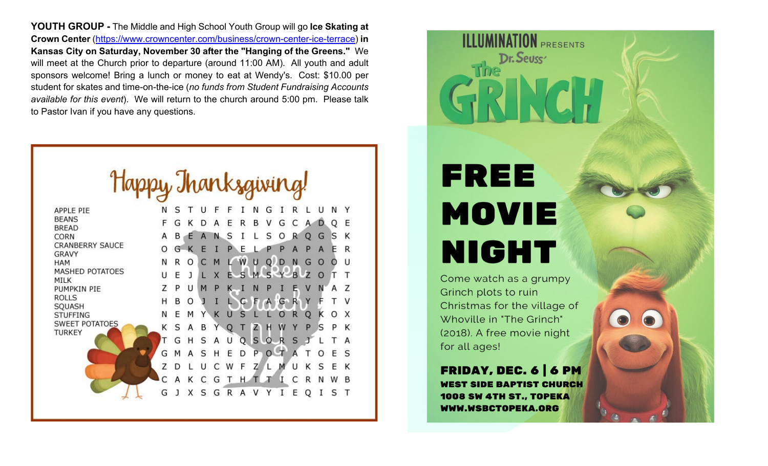**YOUTH GROUP -** The Middle and High School Youth Group will go **Ice Skating at Crown Center** (https://www.crowncenter.com/business/crown-center-ice-terrace) **in Kansas City on Saturday, November 30 after the "Hanging of the Greens."** We will meet at the Church prior to departure (around 11:00 AM). All youth and adult sponsors welcome! Bring a lunch or money to eat at Wendy's. Cost: $10.00 per student for skates and time-on-the-ice (*no funds from Student Fundraising Accounts available for this event*). We will return to the church around 5:00 pm. Please talk to Pastor Ivan if you have any questions.

## Happy Thanksgiving!

- APPLE PIE
- BEANS
- BREAD
- CORN
- CRANBERRY SAUCE
- GRAVY
- HAM
- MASHED POTATOES
- MILK
- PUMPKIN PIE
- ROLLS
- SQUASH
- STUFFING
- SWEET POTATOES
- TURKEY

```
N S T U F F I N G I R L U N Y
F G K D A E R B V G C A D Q E
A B E A N S I L S O R Q G S K
O G K E I P E L P P A P A E R
N R O C M L W U Q D N G O O U
U E J L X E S M S Y B Z O T T
Z P U M P K I N P I E V N A Z
H B O J I L C F A G R Y F T V
N E M Y K U S L L O R Q K O X
K S A B Y Q T Z H W Y P S P K
T G H S A U Q S O R S J L T A
G M A S H E D P O T A T O E S
Z D L U C W F Z L M U K S E K
C A K C G T H T T I C R N W B
G J X S G R A V Y I E Q I S T
```

Chicken Scratch N Sniff

ILLUMINATION PRESENTS Dr. Seuss' The GRINCH

# FREE MOVIE NIGHT

Come watch as a grumpy Grinch plots to ruin Christmas for the village of Whoville in "The Grinch" (2018). A free movie night for all ages!

**FRIDAY, DEC. 6 | 6 PM**
**WEST SIDE BAPTIST CHURCH**
**1008 SW 4TH ST., TOPEKA**
**WWW.WSBCTOPEKA.ORG**